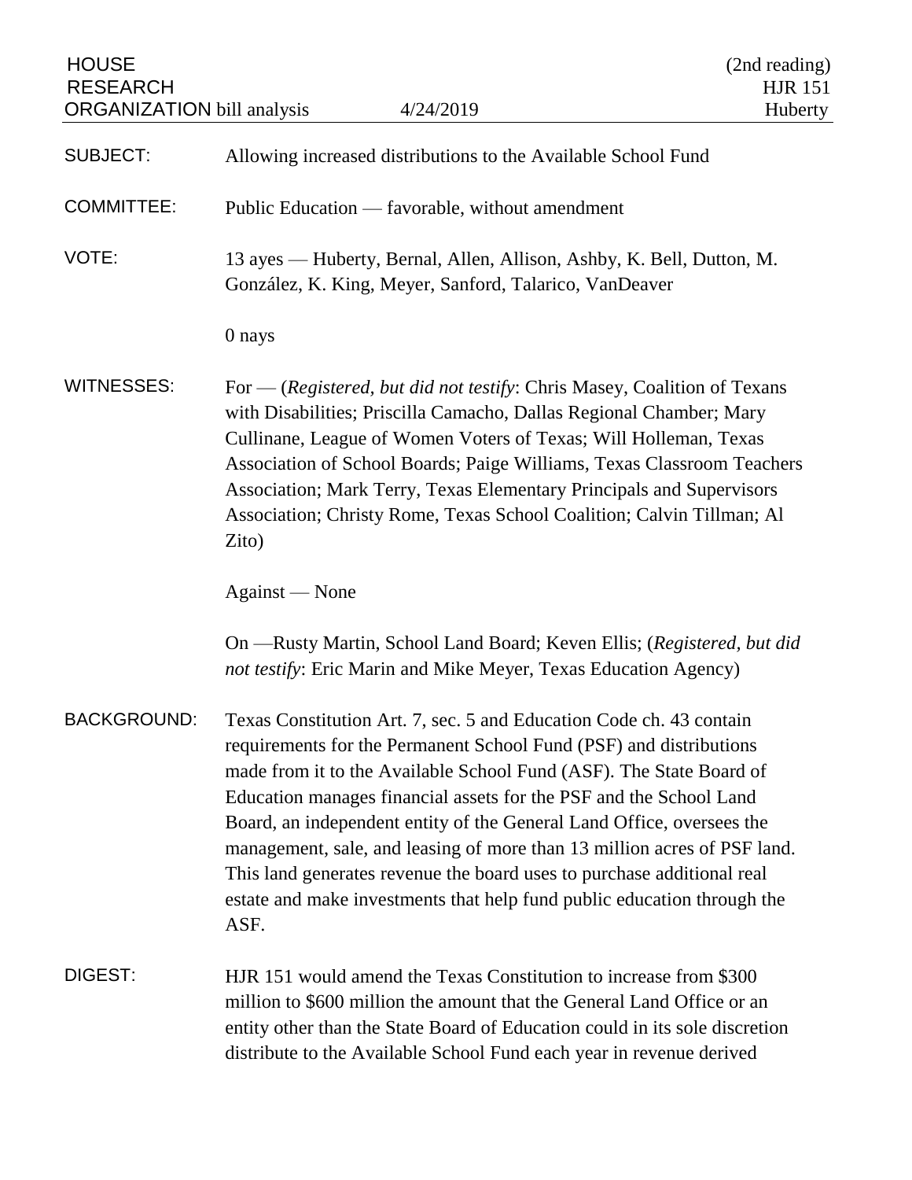HOUSE RESEARCH ORGANIZATION bill analysis | 4/24/2019 | (2nd reading) HJR 151 Huberty

**SUBJECT:** Allowing increased distributions to the Available School Fund

**COMMITTEE:** Public Education — favorable, without amendment

**VOTE:** 13 ayes — Huberty, Bernal, Allen, Allison, Ashby, K. Bell, Dutton, M. González, K. King, Meyer, Sanford, Talarico, VanDeaver

0 nays

**WITNESSES:** For — (*Registered, but did not testify*: Chris Masey, Coalition of Texans with Disabilities; Priscilla Camacho, Dallas Regional Chamber; Mary Cullinane, League of Women Voters of Texas; Will Holleman, Texas Association of School Boards; Paige Williams, Texas Classroom Teachers Association; Mark Terry, Texas Elementary Principals and Supervisors Association; Christy Rome, Texas School Coalition; Calvin Tillman; Al Zito)

Against — None

On —Rusty Martin, School Land Board; Keven Ellis; (*Registered, but did not testify*: Eric Marin and Mike Meyer, Texas Education Agency)

**BACKGROUND:** Texas Constitution Art. 7, sec. 5 and Education Code ch. 43 contain requirements for the Permanent School Fund (PSF) and distributions made from it to the Available School Fund (ASF). The State Board of Education manages financial assets for the PSF and the School Land Board, an independent entity of the General Land Office, oversees the management, sale, and leasing of more than 13 million acres of PSF land. This land generates revenue the board uses to purchase additional real estate and make investments that help fund public education through the ASF.

**DIGEST:** HJR 151 would amend the Texas Constitution to increase from $300 million to $600 million the amount that the General Land Office or an entity other than the State Board of Education could in its sole discretion distribute to the Available School Fund each year in revenue derived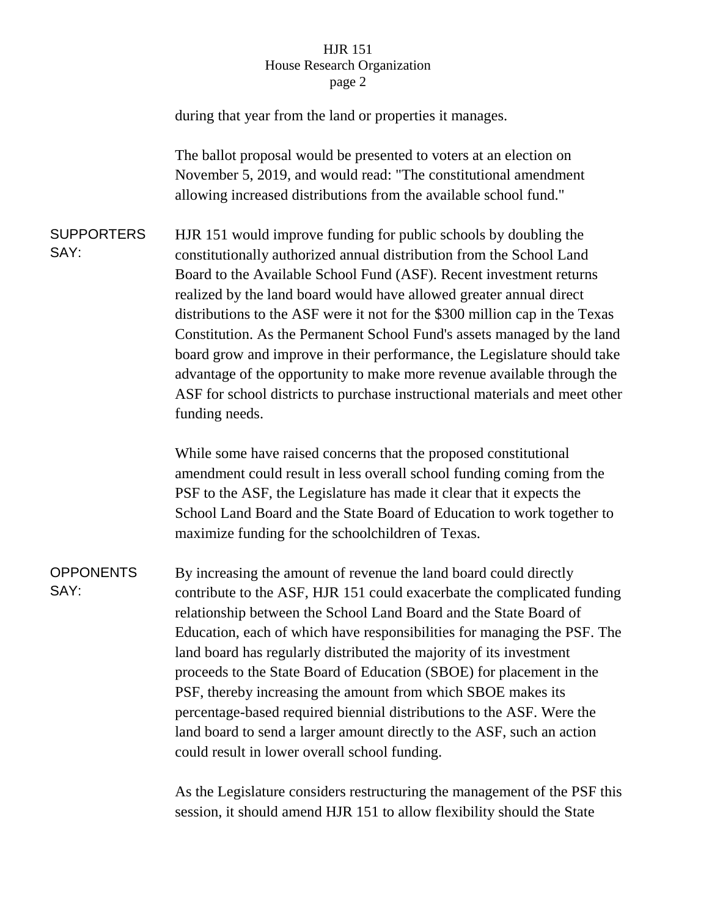during that year from the land or properties it manages.

The ballot proposal would be presented to voters at an election on November 5, 2019, and would read: "The constitutional amendment allowing increased distributions from the available school fund."

**SUPPORTERS SAY:**

HJR 151 would improve funding for public schools by doubling the constitutionally authorized annual distribution from the School Land Board to the Available School Fund (ASF). Recent investment returns realized by the land board would have allowed greater annual direct distributions to the ASF were it not for the $300 million cap in the Texas Constitution. As the Permanent School Fund's assets managed by the land board grow and improve in their performance, the Legislature should take advantage of the opportunity to make more revenue available through the ASF for school districts to purchase instructional materials and meet other funding needs.

While some have raised concerns that the proposed constitutional amendment could result in less overall school funding coming from the PSF to the ASF, the Legislature has made it clear that it expects the School Land Board and the State Board of Education to work together to maximize funding for the schoolchildren of Texas.

**OPPONENTS SAY:**

By increasing the amount of revenue the land board could directly contribute to the ASF, HJR 151 could exacerbate the complicated funding relationship between the School Land Board and the State Board of Education, each of which have responsibilities for managing the PSF. The land board has regularly distributed the majority of its investment proceeds to the State Board of Education (SBOE) for placement in the PSF, thereby increasing the amount from which SBOE makes its percentage-based required biennial distributions to the ASF. Were the land board to send a larger amount directly to the ASF, such an action could result in lower overall school funding.

As the Legislature considers restructuring the management of the PSF this session, it should amend HJR 151 to allow flexibility should the State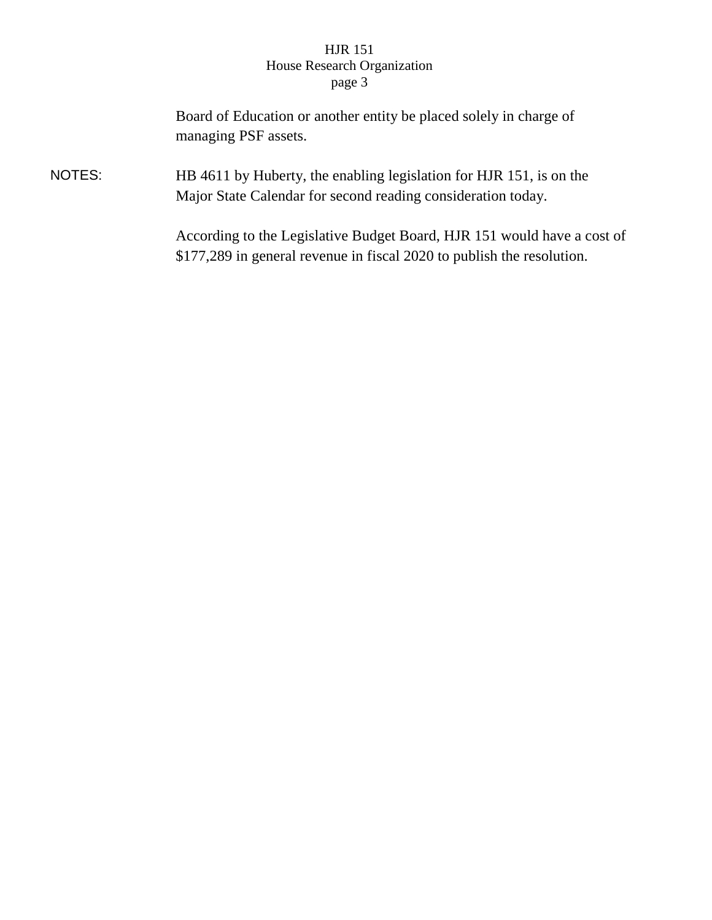Board of Education or another entity be placed solely in charge of managing PSF assets.

NOTES: HB 4611 by Huberty, the enabling legislation for HJR 151, is on the Major State Calendar for second reading consideration today.

According to the Legislative Budget Board, HJR 151 would have a cost of $177,289 in general revenue in fiscal 2020 to publish the resolution.